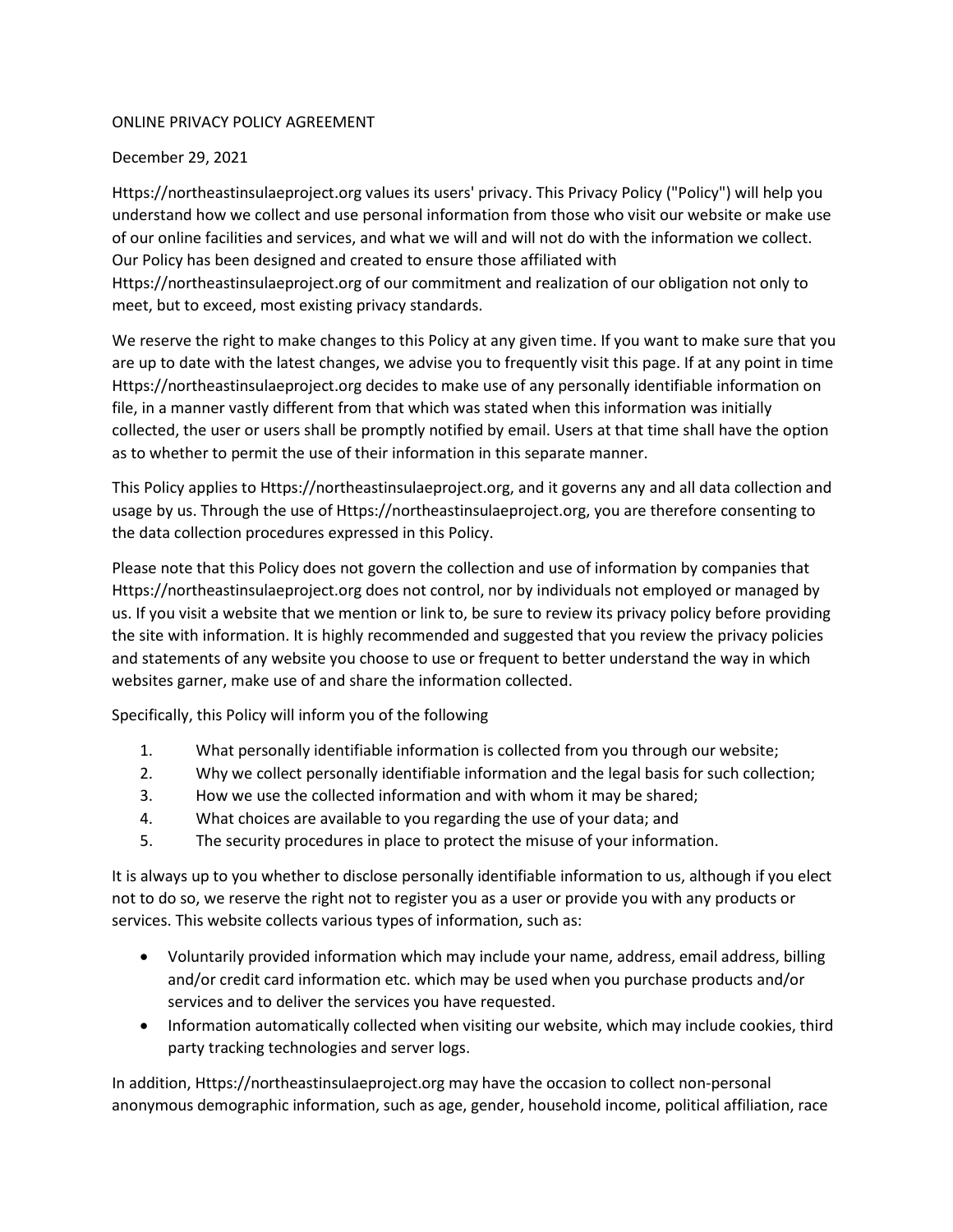# ONLINE PRIVACY POLICY AGREEMENT

December 29, 2021

Https://northeastinsulaeproject.org values its users' privacy. This Privacy Policy ("Policy") will help you understand how we collect and use personal information from those who visit our website or make use of our online facilities and services, and what we will and will not do with the information we collect. Our Policy has been designed and created to ensure those affiliated with Https://northeastinsulaeproject.org of our commitment and realization of our obligation not only to meet, but to exceed, most existing privacy standards.

We reserve the right to make changes to this Policy at any given time. If you want to make sure that you are up to date with the latest changes, we advise you to frequently visit this page. If at any point in time Https://northeastinsulaeproject.org decides to make use of any personally identifiable information on file, in a manner vastly different from that which was stated when this information was initially collected, the user or users shall be promptly notified by email. Users at that time shall have the option as to whether to permit the use of their information in this separate manner.

This Policy applies to Https://northeastinsulaeproject.org, and it governs any and all data collection and usage by us. Through the use of Https://northeastinsulaeproject.org, you are therefore consenting to the data collection procedures expressed in this Policy.

Please note that this Policy does not govern the collection and use of information by companies that Https://northeastinsulaeproject.org does not control, nor by individuals not employed or managed by us. If you visit a website that we mention or link to, be sure to review its privacy policy before providing the site with information. It is highly recommended and suggested that you review the privacy policies and statements of any website you choose to use or frequent to better understand the way in which websites garner, make use of and share the information collected.

Specifically, this Policy will inform you of the following

1. What personally identifiable information is collected from you through our website;
2. Why we collect personally identifiable information and the legal basis for such collection;
3. How we use the collected information and with whom it may be shared;
4. What choices are available to you regarding the use of your data; and
5. The security procedures in place to protect the misuse of your information.

It is always up to you whether to disclose personally identifiable information to us, although if you elect not to do so, we reserve the right not to register you as a user or provide you with any products or services. This website collects various types of information, such as:

- Voluntarily provided information which may include your name, address, email address, billing and/or credit card information etc. which may be used when you purchase products and/or services and to deliver the services you have requested.
- Information automatically collected when visiting our website, which may include cookies, third party tracking technologies and server logs.

In addition, Https://northeastinsulaeproject.org may have the occasion to collect non-personal anonymous demographic information, such as age, gender, household income, political affiliation, race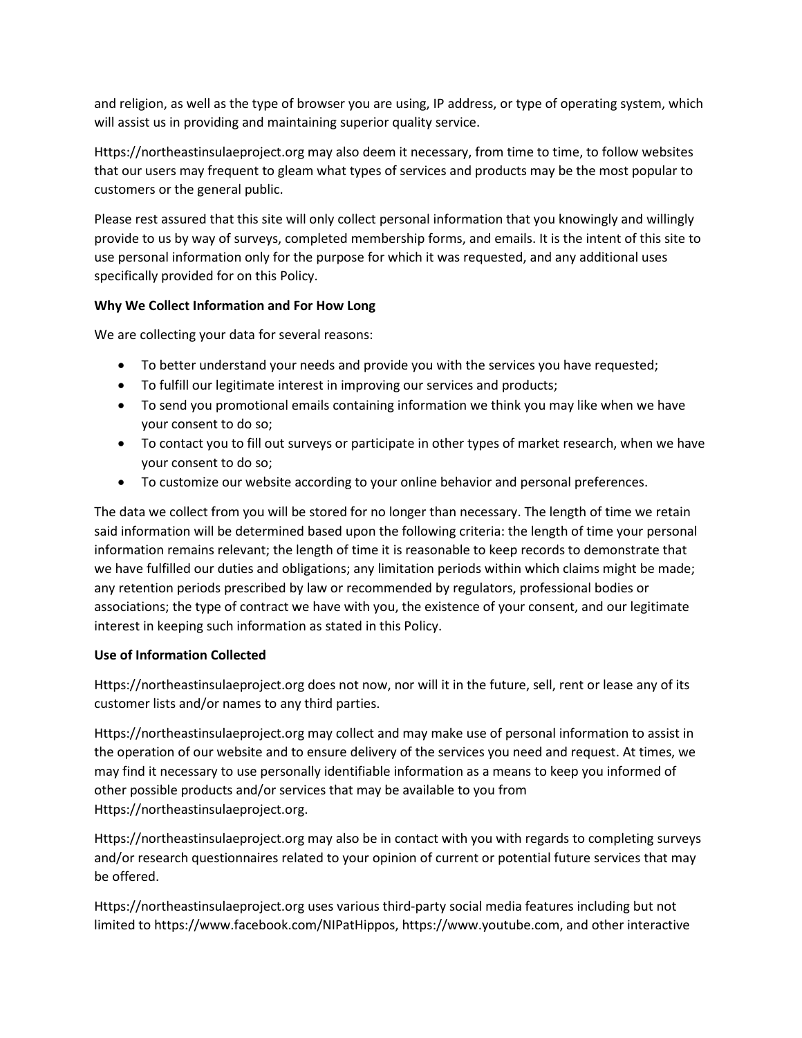and religion, as well as the type of browser you are using, IP address, or type of operating system, which will assist us in providing and maintaining superior quality service.

Https://northeastinsulaeproject.org may also deem it necessary, from time to time, to follow websites that our users may frequent to gleam what types of services and products may be the most popular to customers or the general public.

Please rest assured that this site will only collect personal information that you knowingly and willingly provide to us by way of surveys, completed membership forms, and emails. It is the intent of this site to use personal information only for the purpose for which it was requested, and any additional uses specifically provided for on this Policy.

**Why We Collect Information and For How Long**

We are collecting your data for several reasons:

- To better understand your needs and provide you with the services you have requested;
- To fulfill our legitimate interest in improving our services and products;
- To send you promotional emails containing information we think you may like when we have your consent to do so;
- To contact you to fill out surveys or participate in other types of market research, when we have your consent to do so;
- To customize our website according to your online behavior and personal preferences.

The data we collect from you will be stored for no longer than necessary. The length of time we retain said information will be determined based upon the following criteria: the length of time your personal information remains relevant; the length of time it is reasonable to keep records to demonstrate that we have fulfilled our duties and obligations; any limitation periods within which claims might be made; any retention periods prescribed by law or recommended by regulators, professional bodies or associations; the type of contract we have with you, the existence of your consent, and our legitimate interest in keeping such information as stated in this Policy.

**Use of Information Collected**

Https://northeastinsulaeproject.org does not now, nor will it in the future, sell, rent or lease any of its customer lists and/or names to any third parties.

Https://northeastinsulaeproject.org may collect and may make use of personal information to assist in the operation of our website and to ensure delivery of the services you need and request. At times, we may find it necessary to use personally identifiable information as a means to keep you informed of other possible products and/or services that may be available to you from Https://northeastinsulaeproject.org.

Https://northeastinsulaeproject.org may also be in contact with you with regards to completing surveys and/or research questionnaires related to your opinion of current or potential future services that may be offered.

Https://northeastinsulaeproject.org uses various third-party social media features including but not limited to https://www.facebook.com/NIPatHippos, https://www.youtube.com, and other interactive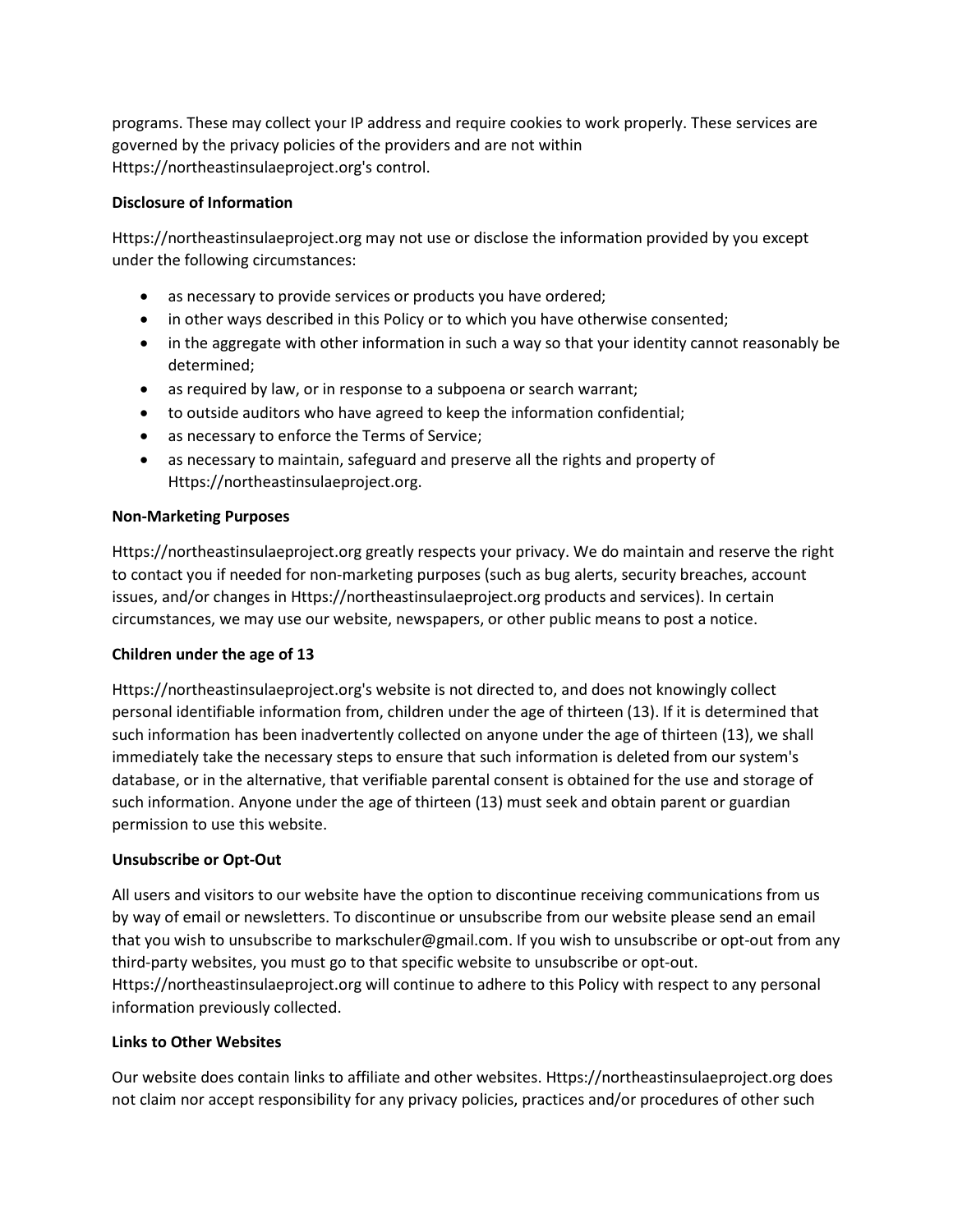programs. These may collect your IP address and require cookies to work properly. These services are governed by the privacy policies of the providers and are not within Https://northeastinsulaeproject.org's control.

**Disclosure of Information**

Https://northeastinsulaeproject.org may not use or disclose the information provided by you except under the following circumstances:

- as necessary to provide services or products you have ordered;
- in other ways described in this Policy or to which you have otherwise consented;
- in the aggregate with other information in such a way so that your identity cannot reasonably be determined;
- as required by law, or in response to a subpoena or search warrant;
- to outside auditors who have agreed to keep the information confidential;
- as necessary to enforce the Terms of Service;
- as necessary to maintain, safeguard and preserve all the rights and property of Https://northeastinsulaeproject.org.

**Non-Marketing Purposes**

Https://northeastinsulaeproject.org greatly respects your privacy. We do maintain and reserve the right to contact you if needed for non-marketing purposes (such as bug alerts, security breaches, account issues, and/or changes in Https://northeastinsulaeproject.org products and services). In certain circumstances, we may use our website, newspapers, or other public means to post a notice.

**Children under the age of 13**

Https://northeastinsulaeproject.org's website is not directed to, and does not knowingly collect personal identifiable information from, children under the age of thirteen (13). If it is determined that such information has been inadvertently collected on anyone under the age of thirteen (13), we shall immediately take the necessary steps to ensure that such information is deleted from our system's database, or in the alternative, that verifiable parental consent is obtained for the use and storage of such information. Anyone under the age of thirteen (13) must seek and obtain parent or guardian permission to use this website.

**Unsubscribe or Opt-Out**

All users and visitors to our website have the option to discontinue receiving communications from us by way of email or newsletters. To discontinue or unsubscribe from our website please send an email that you wish to unsubscribe to markschuler@gmail.com. If you wish to unsubscribe or opt-out from any third-party websites, you must go to that specific website to unsubscribe or opt-out. Https://northeastinsulaeproject.org will continue to adhere to this Policy with respect to any personal information previously collected.

**Links to Other Websites**

Our website does contain links to affiliate and other websites. Https://northeastinsulaeproject.org does not claim nor accept responsibility for any privacy policies, practices and/or procedures of other such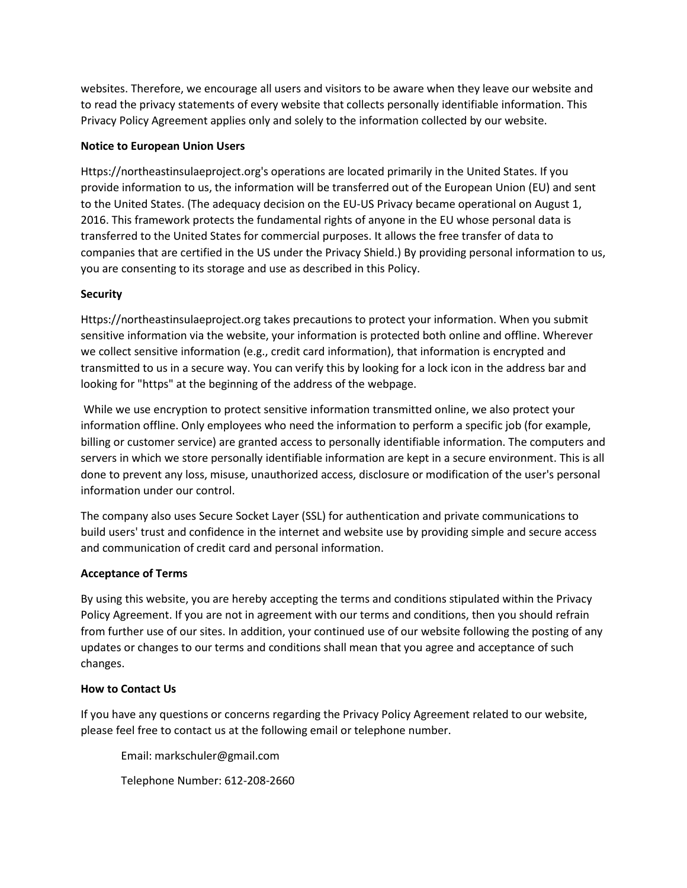websites. Therefore, we encourage all users and visitors to be aware when they leave our website and to read the privacy statements of every website that collects personally identifiable information. This Privacy Policy Agreement applies only and solely to the information collected by our website.

**Notice to European Union Users**

Https://northeastinsulaeproject.org's operations are located primarily in the United States. If you provide information to us, the information will be transferred out of the European Union (EU) and sent to the United States. (The adequacy decision on the EU-US Privacy became operational on August 1, 2016. This framework protects the fundamental rights of anyone in the EU whose personal data is transferred to the United States for commercial purposes. It allows the free transfer of data to companies that are certified in the US under the Privacy Shield.) By providing personal information to us, you are consenting to its storage and use as described in this Policy.

**Security**

Https://northeastinsulaeproject.org takes precautions to protect your information. When you submit sensitive information via the website, your information is protected both online and offline. Wherever we collect sensitive information (e.g., credit card information), that information is encrypted and transmitted to us in a secure way. You can verify this by looking for a lock icon in the address bar and looking for "https" at the beginning of the address of the webpage.

While we use encryption to protect sensitive information transmitted online, we also protect your information offline. Only employees who need the information to perform a specific job (for example, billing or customer service) are granted access to personally identifiable information. The computers and servers in which we store personally identifiable information are kept in a secure environment. This is all done to prevent any loss, misuse, unauthorized access, disclosure or modification of the user's personal information under our control.

The company also uses Secure Socket Layer (SSL) for authentication and private communications to build users' trust and confidence in the internet and website use by providing simple and secure access and communication of credit card and personal information.

**Acceptance of Terms**

By using this website, you are hereby accepting the terms and conditions stipulated within the Privacy Policy Agreement. If you are not in agreement with our terms and conditions, then you should refrain from further use of our sites. In addition, your continued use of our website following the posting of any updates or changes to our terms and conditions shall mean that you agree and acceptance of such changes.

**How to Contact Us**

If you have any questions or concerns regarding the Privacy Policy Agreement related to our website, please feel free to contact us at the following email or telephone number.

Email: markschuler@gmail.com

Telephone Number: 612-208-2660